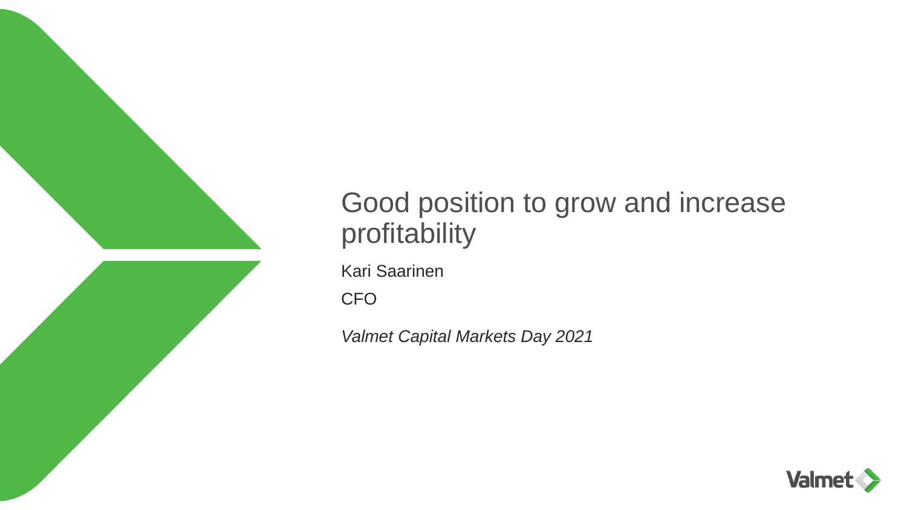# Good position to grow and increase profitability

Kari Saarinen

CFO

*Valmet Capital Markets Day 2021*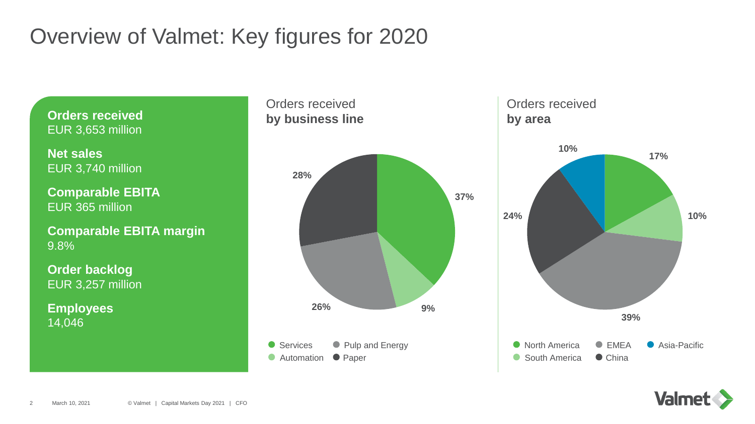# Overview of Valmet: Key figures for 2020

**Orders received**
EUR 3,653 million

**Net sales**
EUR 3,740 million

**Comparable EBITA**
EUR 365 million

**Comparable EBITA margin**
9.8%

**Order backlog**
EUR 3,257 million

**Employees**
14,046

## Orders received **by business line**

| Business line | Share |
|---|---|
| Services | 37% |
| Automation | 9% |
| Pulp and Energy | 26% |
| Paper | 28% |

## Orders received **by area**

| Area | Share |
|---|---|
| North America | 17% |
| South America | 10% |
| EMEA | 39% |
| China | 24% |
| Asia-Pacific | 10% |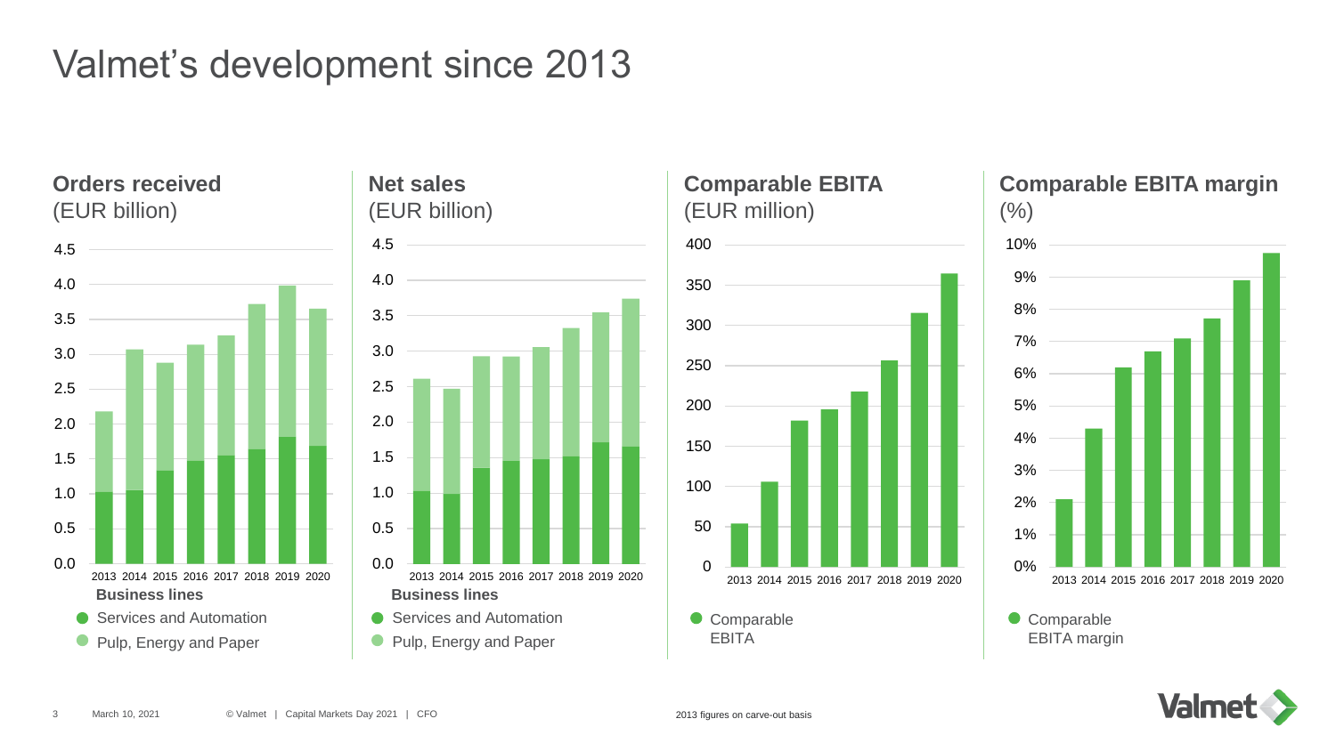# Valmet's development since 2013

**Orders received** (EUR billion)

Business lines
- Services and Automation
- Pulp, Energy and Paper

**Net sales** (EUR billion)

Business lines
- Services and Automation
- Pulp, Energy and Paper

**Comparable EBITA** (EUR million)

- Comparable EBITA

**Comparable EBITA margin** (%)

- Comparable EBITA margin

2013 figures on carve-out basis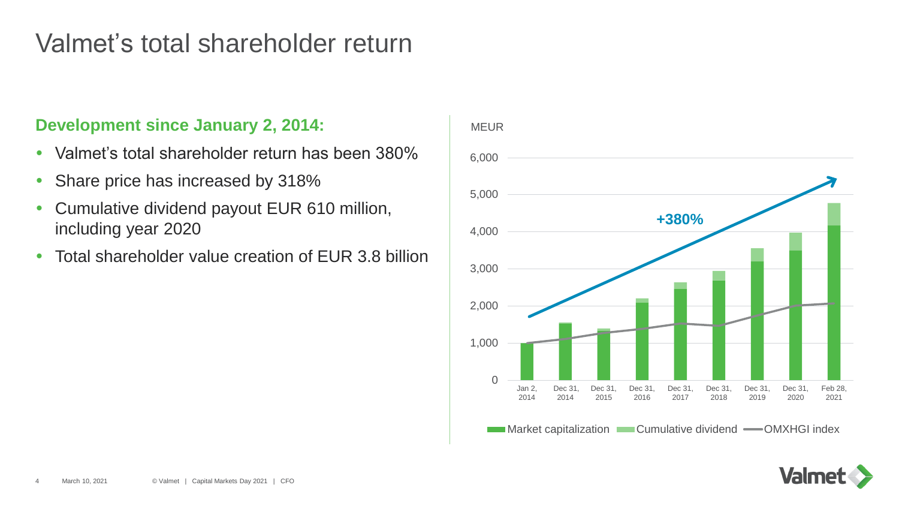# Valmet's total shareholder return

**Development since January 2, 2014:**

- Valmet's total shareholder return has been 380%
- Share price has increased by 318%
- Cumulative dividend payout EUR 610 million, including year 2020
- Total shareholder value creation of EUR 3.8 billion

MEUR

+380%

Jan 2, 2014 | Dec 31, 2014 | Dec 31, 2015 | Dec 31, 2016 | Dec 31, 2017 | Dec 31, 2018 | Dec 31, 2019 | Dec 31, 2020 | Feb 28, 2021

Market capitalization | Cumulative dividend | OMXHGI index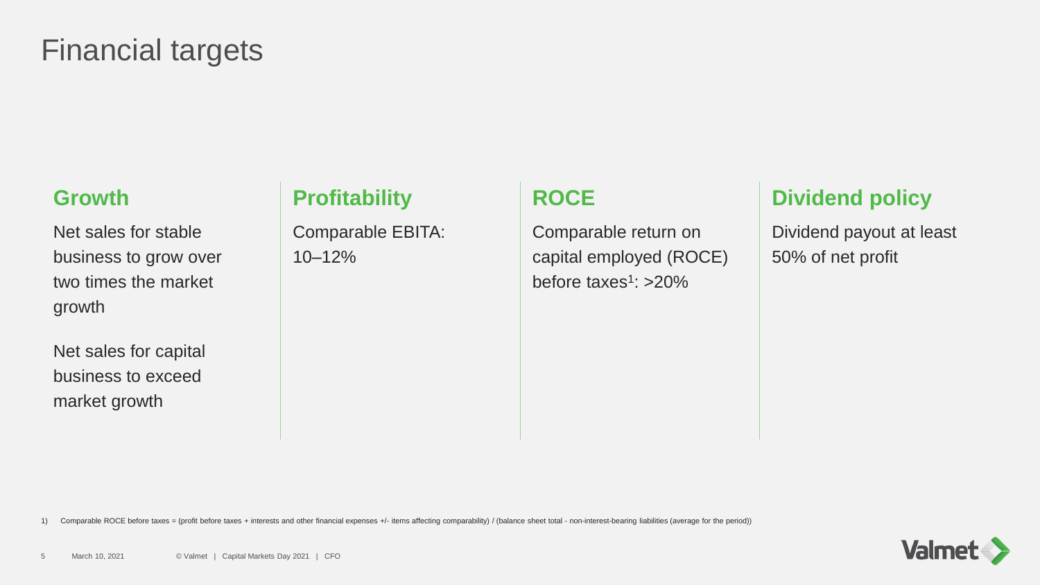# Financial targets

## Growth

Net sales for stable business to grow over two times the market growth

Net sales for capital business to exceed market growth

## Profitability

Comparable EBITA: 10–12%

## ROCE

Comparable return on capital employed (ROCE) before taxes[1]: >20%

## Dividend policy

Dividend payout at least 50% of net profit

1) Comparable ROCE before taxes = (profit before taxes + interests and other financial expenses +/- items affecting comparability) / (balance sheet total - non-interest-bearing liabilities (average for the period))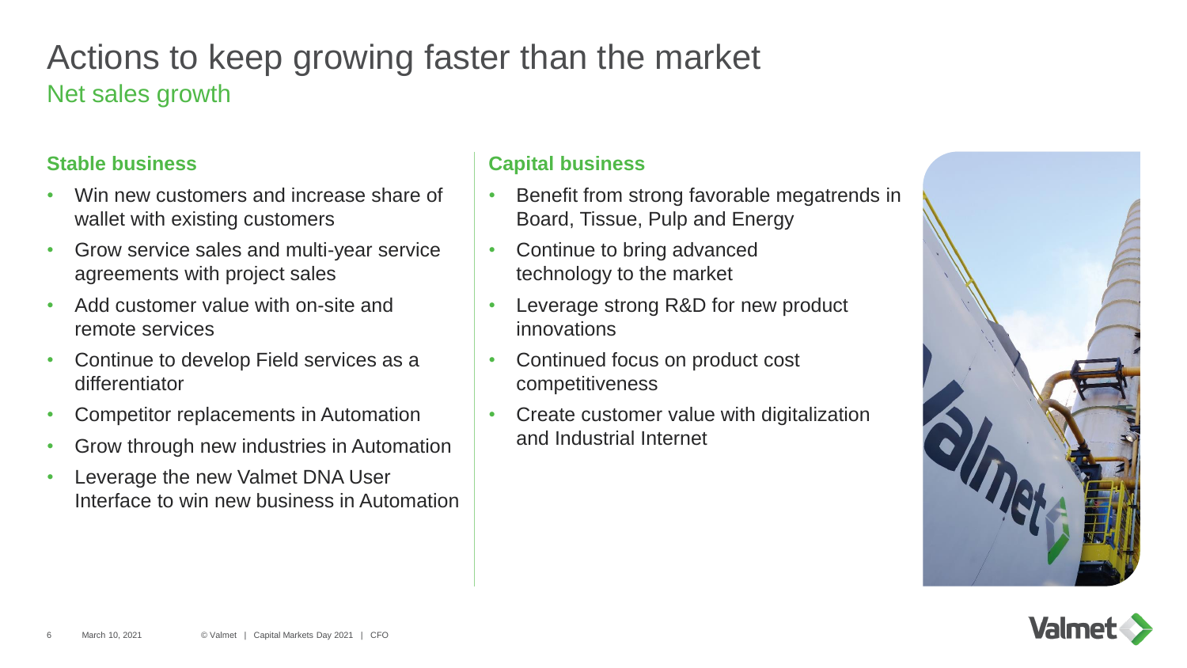# Actions to keep growing faster than the market

## Net sales growth

### Stable business

- Win new customers and increase share of wallet with existing customers
- Grow service sales and multi-year service agreements with project sales
- Add customer value with on-site and remote services
- Continue to develop Field services as a differentiator
- Competitor replacements in Automation
- Grow through new industries in Automation
- Leverage the new Valmet DNA User Interface to win new business in Automation

### Capital business

- Benefit from strong favorable megatrends in Board, Tissue, Pulp and Energy
- Continue to bring advanced technology to the market
- Leverage strong R&D for new product innovations
- Continued focus on product cost competitiveness
- Create customer value with digitalization and Industrial Internet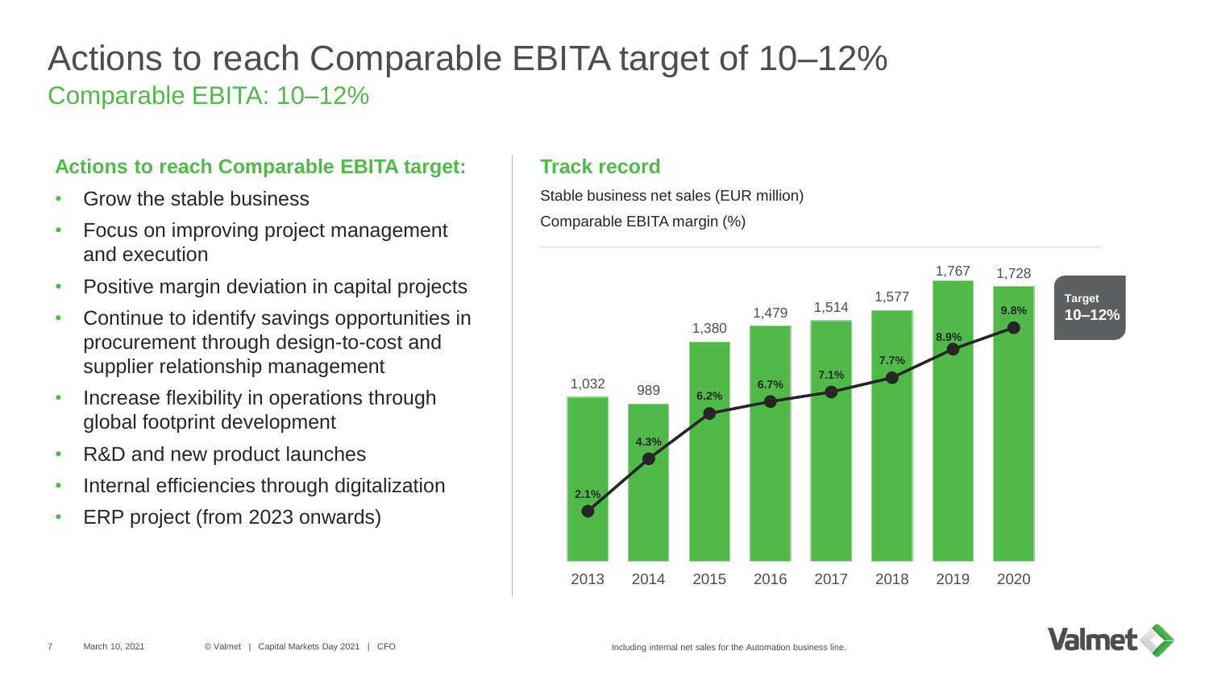# Actions to reach Comparable EBITA target of 10–12%

## Comparable EBITA: 10–12%

### Actions to reach Comparable EBITA target:

- Grow the stable business
- Focus on improving project management and execution
- Positive margin deviation in capital projects
- Continue to identify savings opportunities in procurement through design-to-cost and supplier relationship management
- Increase flexibility in operations through global footprint development
- R&D and new product launches
- Internal efficiencies through digitalization
- ERP project (from 2023 onwards)

### Track record

Stable business net sales (EUR million)

Comparable EBITA margin (%)

| Year | Stable business net sales (EUR million) | Comparable EBITA margin (%) |
|---|---|---|
| 2013 | 1,032 | 2.1% |
| 2014 | 989 | 4.3% |
| 2015 | 1,380 | 6.2% |
| 2016 | 1,479 | 6.7% |
| 2017 | 1,514 | 7.1% |
| 2018 | 1,577 | 7.7% |
| 2019 | 1,767 | 8.9% |
| 2020 | 1,728 | 9.8% |

**Target 10–12%**

Including internal net sales for the Automation business line.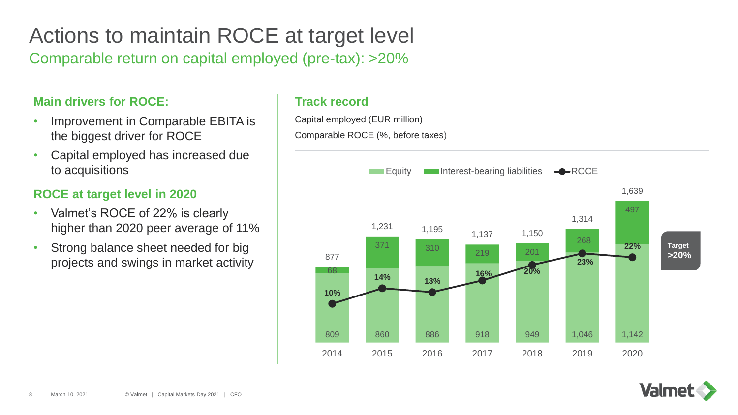# Actions to maintain ROCE at target level

## Comparable return on capital employed (pre-tax): >20%

### Main drivers for ROCE:

- Improvement in Comparable EBITA is the biggest driver for ROCE
- Capital employed has increased due to acquisitions

### ROCE at target level in 2020

- Valmet's ROCE of 22% is clearly higher than 2020 peer average of 11%
- Strong balance sheet needed for big projects and swings in market activity

### Track record

Capital employed (EUR million)

Comparable ROCE (%, before taxes)

| | 2014 | 2015 | 2016 | 2017 | 2018 | 2019 | 2020 |
|---|---|---|---|---|---|---|---|
| Equity | 809 | 860 | 886 | 918 | 949 | 1,046 | 1,142 |
| Interest-bearing liabilities | 68 | 371 | 310 | 219 | 201 | 268 | 497 |
| Capital employed (total) | 877 | 1,231 | 1,195 | 1,137 | 1,150 | 1,314 | 1,639 |
| ROCE | 10% | 14% | 13% | 16% | 20% | 23% | 22% |

Target >20%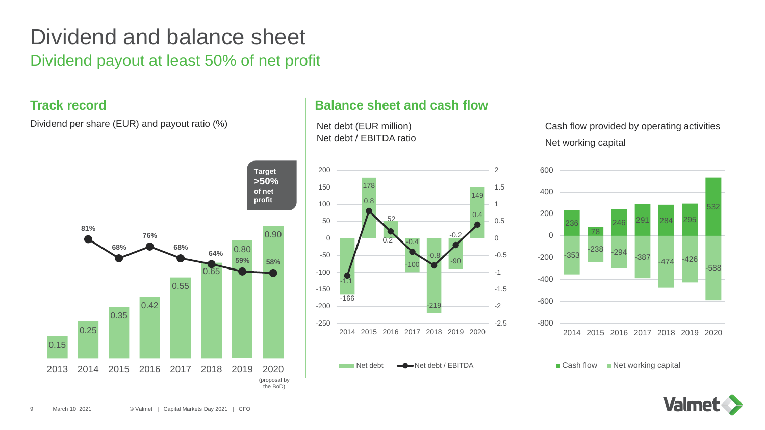# Dividend and balance sheet

## Dividend payout at least 50% of net profit

### Track record

Dividend per share (EUR) and payout ratio (%)

| Year | Dividend per share (EUR) | Payout ratio (%) |
|---|---|---|
| 2013 | 0.15 | 81% |
| 2014 | 0.25 | 68% |
| 2015 | 0.35 | 76% |
| 2016 | 0.42 | 68% |
| 2017 | 0.55 | 64% |
| 2018 | 0.65 | 59% |
| 2019 | 0.80 | 58% |
| 2020 (proposal by the BoD) | 0.90 | |

**Target >50% of net profit**

### Balance sheet and cash flow

Net debt (EUR million)
Net debt / EBITDA ratio

| Year | Net debt | Net debt / EBITDA |
|---|---|---|
| 2014 | -166 | -1.1 |
| 2015 | 178 | 0.8 |
| 2016 | 52 | 0.2 |
| 2017 | -100 | -0.4 |
| 2018 | -219 | -0.8 |
| 2019 | -90 | -0.2 |
| 2020 | 149 | 0.4 |

Cash flow provided by operating activities
Net working capital

| Year | Cash flow | Net working capital |
|---|---|---|
| 2014 | 236 | -353 |
| 2015 | 78 | -238 |
| 2016 | 246 | -294 |
| 2017 | 291 | -387 |
| 2018 | 284 | -474 |
| 2019 | 295 | -426 |
| 2020 | 532 | -588 |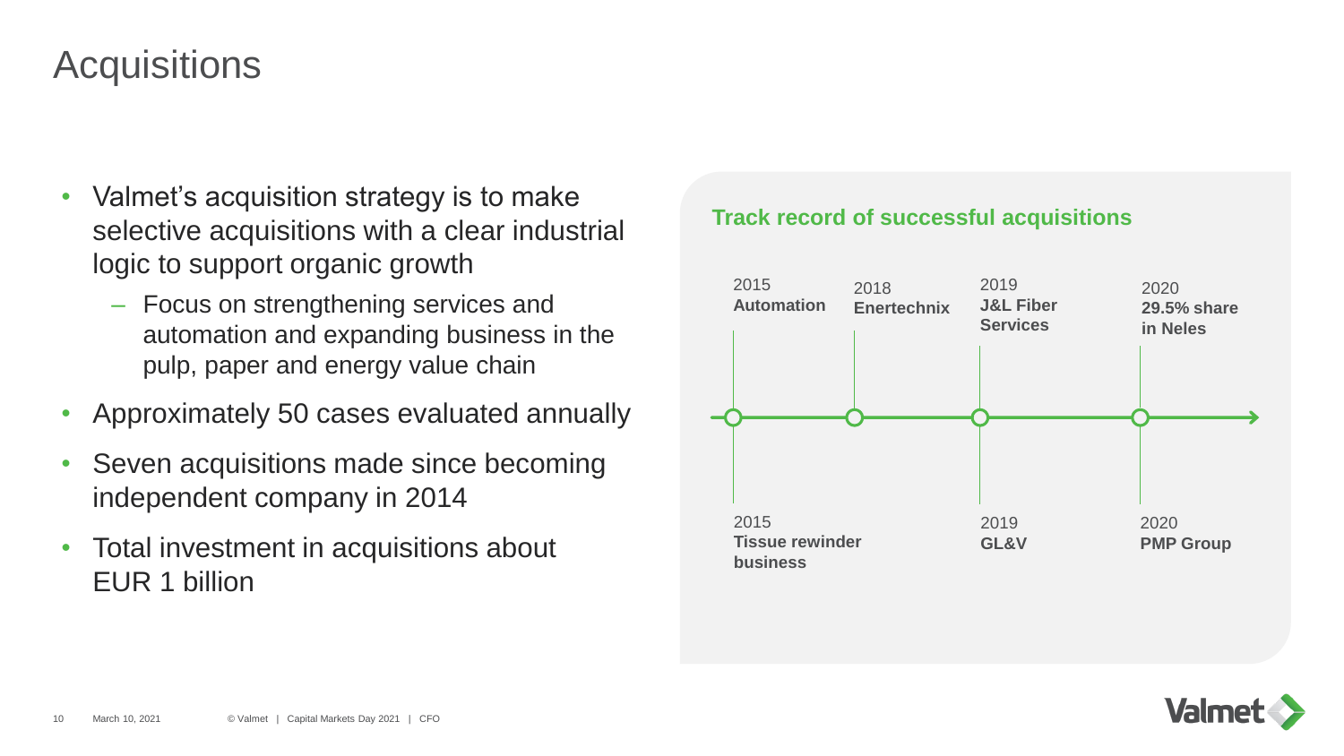# Acquisitions

- Valmet's acquisition strategy is to make selective acquisitions with a clear industrial logic to support organic growth
  - Focus on strengthening services and automation and expanding business in the pulp, paper and energy value chain
- Approximately 50 cases evaluated annually
- Seven acquisitions made since becoming independent company in 2014
- Total investment in acquisitions about EUR 1 billion

## Track record of successful acquisitions

- 2015 **Automation**
- 2015 **Tissue rewinder business**
- 2018 **Enertechnix**
- 2019 **J&L Fiber Services**
- 2019 **GL&V**
- 2020 **29.5% share in Neles**
- 2020 **PMP Group**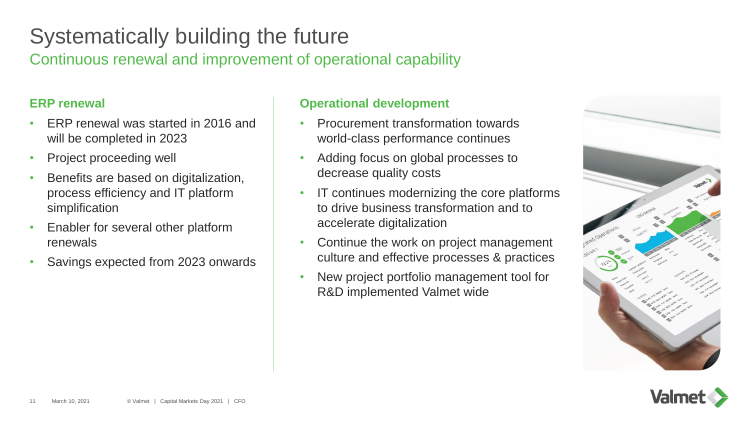# Systematically building the future

## Continuous renewal and improvement of operational capability

### ERP renewal

- ERP renewal was started in 2016 and will be completed in 2023
- Project proceeding well
- Benefits are based on digitalization, process efficiency and IT platform simplification
- Enabler for several other platform renewals
- Savings expected from 2023 onwards

### Operational development

- Procurement transformation towards world-class performance continues
- Adding focus on global processes to decrease quality costs
- IT continues modernizing the core platforms to drive business transformation and to accelerate digitalization
- Continue the work on project management culture and effective processes & practices
- New project portfolio management tool for R&D implemented Valmet wide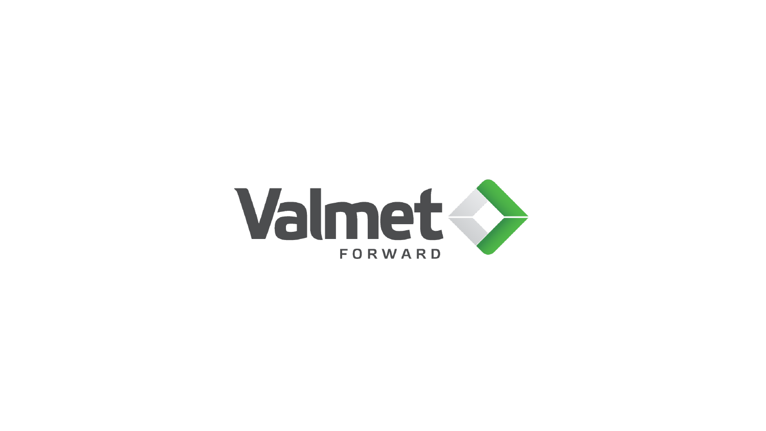Valmet

FORWARD